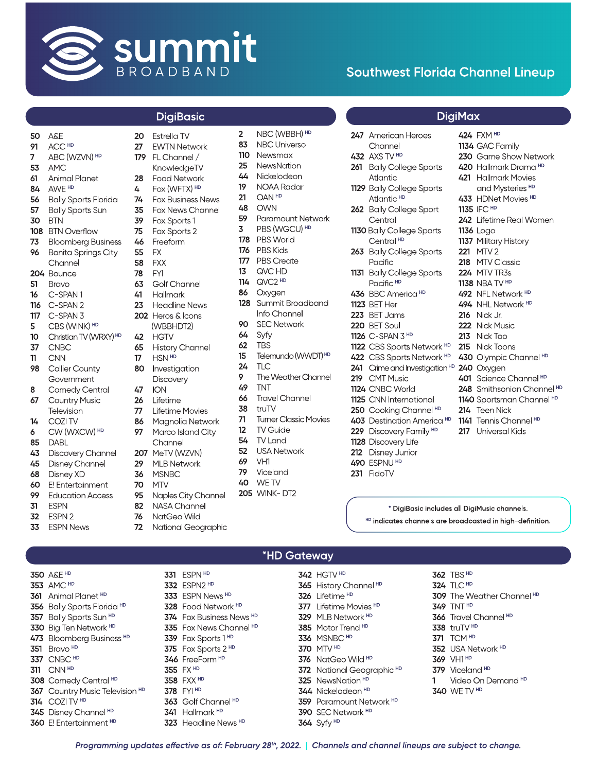# Summit Broadband

## Southwest Florida Channel Lineup

## DigiBasic

50 A&E
91 ACC HD
7 ABC (WZVN) HD
53 AMC
61 Animal Planet
84 AWE HD
56 Bally Sports Florida
57 Bally Sports Sun
30 BTN
108 BTN Overflow
73 Bloomberg Business
96 Bonita Springs City Channel
204 Bounce
51 Bravo
16 C-SPAN 1
116 C-SPAN 2
117 C-SPAN 3
5 CBS (WINK) HD
10 Christian TV (WRXY) HD
37 CNBC
11 CNN
98 Collier County Government
8 Comedy Central
67 Country Music Television
14 COZI TV
6 CW (WXCW) HD
85 DABL
43 Discovery Channel
45 Disney Channel
68 Disney XD
60 E! Entertainment
99 Education Access
31 ESPN
32 ESPN 2
33 ESPN News
20 Estrella TV
27 EWTN Network
179 FL Channel / KnowledgeTV
28 Food Network
4 Fox (WFTX) HD
74 Fox Business News
35 Fox News Channel
39 Fox Sports 1
75 Fox Sports 2
46 Freeform
55 FX
58 FXX
78 FYI
63 Golf Channel
41 Hallmark
23 Headline News
202 Heros & Icons (WBBHDT2)
42 HGTV
65 History Channel
17 HSN HD
80 Investigation Discovery
47 ION
26 Lifetime
77 Lifetime Movies
86 Magnolia Network
97 Marco Island City Channel
207 MeTV (WZVN)
29 MLB Network
36 MSNBC
70 MTV
95 Naples City Channel
82 NASA Channel
76 NatGeo Wild
72 National Geographic
2 NBC (WBBH) HD
83 NBC Universo
110 Newsmax
25 NewsNation
44 Nickelodeon
19 NOAA Radar
21 OAN HD
48 OWN
59 Paramount Network
3 PBS (WGCU) HD
178 PBS World
176 PBS Kids
177 PBS Create
13 QVC HD
114 QVC2 HD
86 Oxygen
128 Summit Broadband Info Channel
90 SEC Network
64 Syfy
62 TBS
15 Telemundo (WWDT) HD
24 TLC
9 The Weather Channel
49 TNT
66 Travel Channel
38 truTV
71 Turner Classic Movies
12 TV Guide
54 TV Land
52 USA Network
69 VH1
79 Viceland
40 WE TV
205 WINK- DT2

## DigiMax

247 American Heroes Channel
432 AXS TV HD
261 Bally College Sports Atlantic
1129 Bally College Sports Atlantic HD
262 Bally College Sport Central
1130 Bally College Sports Central HD
263 Bally College Sports Pacific
1131 Bally College Sports Pacific HD
436 BBC America HD
1123 BET Her
223 BET Jams
220 BET Soul
1126 C-SPAN 3 HD
1122 CBS Sports Network HD
422 CBS Sports Network HD
241 Crime and Investigation HD
219 CMT Music
1124 CNBC World
1125 CNN International
250 Cooking Channel HD
403 Destination America HD
229 Discovery Family HD
1128 Discovery Life
212 Disney Junior
490 ESPNU HD
231 FidoTV
424 FXM HD
1134 GAC Family
230 Game Show Network
420 Hallmark Drama HD
421 Hallmark Movies and Mysteries HD
433 HDNet Movies HD
1135 IFC HD
242 Lifetime Real Women
1136 Logo
1137 Military History
221 MTV 2
218 MTV Classic
224 MTV TR3s
1138 NBA TV HD
492 NFL Network HD
494 NHL Network HD
216 Nick Jr.
222 Nick Music
213 Nick Too
215 Nick Toons
430 Olympic Channel HD
240 Oxygen
401 Science Channel HD
248 Smithsonian Channel HD
1140 Sportsman Channel HD
214 Teen Nick
1141 Tennis Channel HD
217 Universal Kids

\* DigiBasic includes all DigiMusic channels.
HD indicates channels are broadcasted in high-definition.

## *HD Gateway

350 A&E HD
353 AMC HD
361 Animal Planet HD
356 Bally Sports Florida HD
357 Bally Sports Sun HD
330 Big Ten Network HD
473 Bloomberg Business HD
351 Bravo HD
337 CNBC HD
311 CNN HD
308 Comedy Central HD
367 Country Music Television HD
314 COZI TV HD
345 Disney Channel HD
360 E! Entertainment HD
331 ESPN HD
332 ESPN2 HD
333 ESPN News HD
328 Food Network HD
374 Fox Business News HD
335 Fox News Channel HD
339 Fox Sports 1 HD
375 Fox Sports 2 HD
346 FreeForm HD
355 FX HD
358 FXX HD
378 FYI HD
363 Golf Channel HD
341 Hallmark HD
323 Headline News HD
342 HGTV HD
365 History Channel HD
326 Lifetime HD
377 Lifetime Movies HD
329 MLB Network HD
385 Motor Trend HD
336 MSNBC HD
370 MTV HD
376 NatGeo Wild HD
372 National Geographic HD
325 NewsNation HD
344 Nickelodeon HD
359 Paramount Network HD
390 SEC Network HD
364 Syfy HD
362 TBS HD
324 TLC HD
309 The Weather Channel HD
349 TNT HD
366 Travel Channel HD
338 truTV HD
371 TCM HD
352 USA Network HD
369 VH1 HD
379 Viceland HD
1 Video On Demand HD
340 WE TV HD

*Programming updates effective as of: February 28th, 2022. | Channels and channel lineups are subject to change.*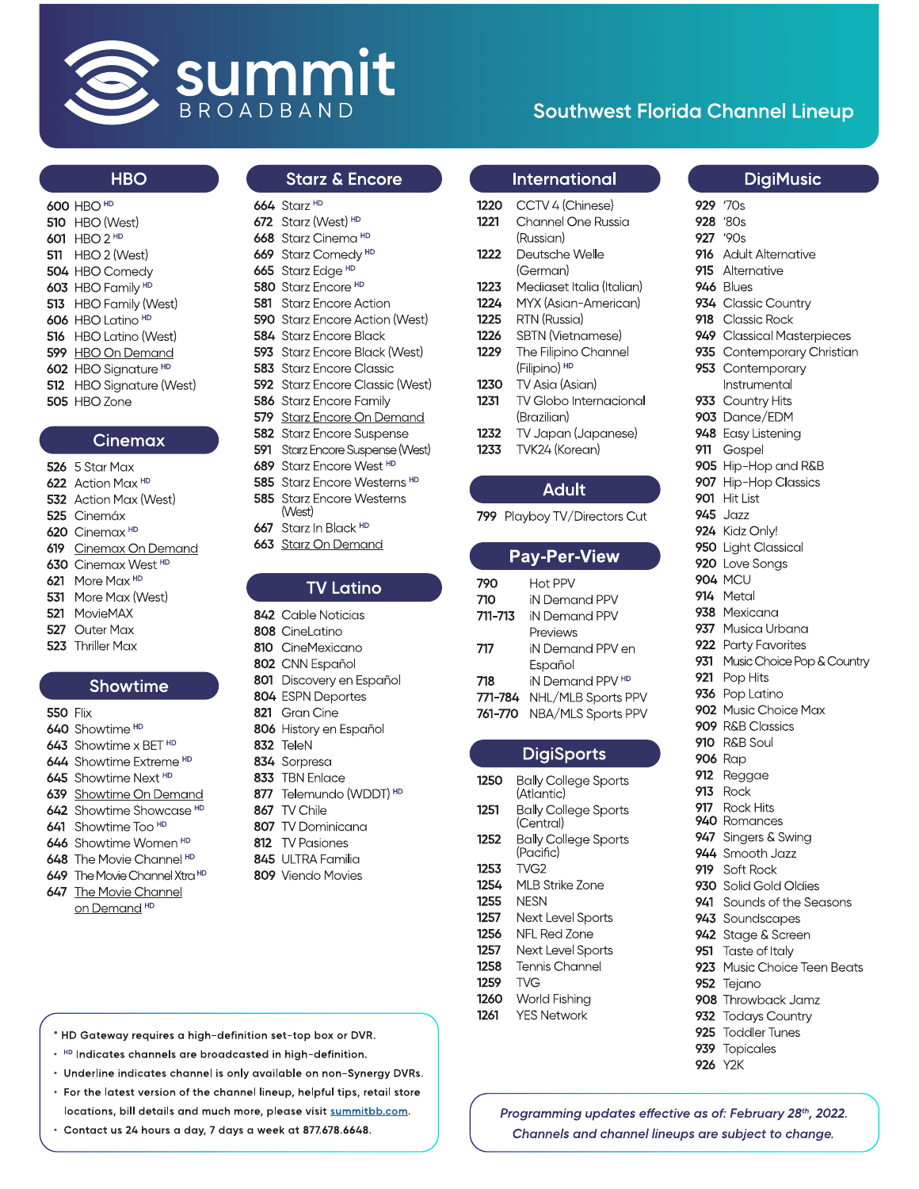# summit BROADBAND

## Southwest Florida Channel Lineup

## HBO

- 600 HBO HD
- 510 HBO (West)
- 601 HBO 2 HD
- 511 HBO 2 (West)
- 504 HBO Comedy
- 603 HBO Family HD
- 513 HBO Family (West)
- 606 HBO Latino HD
- 516 HBO Latino (West)
- 599 <u>HBO On Demand</u>
- 602 HBO Signature HD
- 512 HBO Signature (West)
- 505 HBO Zone

## Cinemax

- 526 5 Star Max
- 622 Action Max HD
- 532 Action Max (West)
- 525 Cinemáx
- 620 Cinemax HD
- 619 <u>Cinemax On Demand</u>
- 630 Cinemax West HD
- 621 More Max HD
- 531 More Max (West)
- 521 MovieMAX
- 527 Outer Max
- 523 Thriller Max

## Showtime

- 550 Flix
- 640 Showtime HD
- 643 Showtime x BET HD
- 644 Showtime Extreme HD
- 645 Showtime Next HD
- 639 <u>Showtime On Demand</u>
- 642 Showtime Showcase HD
- 641 Showtime Too HD
- 646 Showtime Women HD
- 648 The Movie Channel HD
- 649 The Movie Channel Xtra HD
- 647 <u>The Movie Channel on Demand</u> HD

## Starz & Encore

- 664 Starz HD
- 672 Starz (West) HD
- 668 Starz Cinema HD
- 669 Starz Comedy HD
- 665 Starz Edge HD
- 580 Starz Encore HD
- 581 Starz Encore Action
- 590 Starz Encore Action (West)
- 584 Starz Encore Black
- 593 Starz Encore Black (West)
- 583 Starz Encore Classic
- 592 Starz Encore Classic (West)
- 586 Starz Encore Family
- 579 <u>Starz Encore On Demand</u>
- 582 Starz Encore Suspense
- 591 Starz Encore Suspense (West)
- 689 Starz Encore West HD
- 585 Starz Encore Westerns HD
- 585 Starz Encore Westerns (West)
- 667 Starz In Black HD
- 663 <u>Starz On Demand</u>

## TV Latino

- 842 Cable Noticias
- 808 CineLatino
- 810 CineMexicano
- 802 CNN Español
- 801 Discovery en Español
- 804 ESPN Deportes
- 821 Gran Cine
- 806 History en Español
- 832 TeleN
- 834 Sorpresa
- 833 TBN Enlace
- 877 Telemundo (WDDT) HD
- 867 TV Chile
- 807 TV Dominicana
- 812 TV Pasiones
- 845 ULTRA Familia
- 809 Viendo Movies

## International

- 1220 CCTV 4 (Chinese)
- 1221 Channel One Russia (Russian)
- 1222 Deutsche Welle (German)
- 1223 Mediaset Italia (Italian)
- 1224 MYX (Asian-American)
- 1225 RTN (Russia)
- 1226 SBTN (Vietnamese)
- 1229 The Filipino Channel (Filipino) HD
- 1230 TV Asia (Asian)
- 1231 TV Globo Internacional (Brazilian)
- 1232 TV Japan (Japanese)
- 1233 TVK24 (Korean)

## Adult

- 799 Playboy TV/Directors Cut

## Pay-Per-View

- 790 Hot PPV
- 710 iN Demand PPV
- 711-713 iN Demand PPV Previews
- 717 iN Demand PPV en Español
- 718 iN Demand PPV HD
- 771-784 NHL/MLB Sports PPV
- 761-770 NBA/MLS Sports PPV

## DigiSports

- 1250 Bally College Sports (Atlantic)
- 1251 Bally College Sports (Central)
- 1252 Bally College Sports (Pacific)
- 1253 TVG2
- 1254 MLB Strike Zone
- 1255 NESN
- 1257 Next Level Sports
- 1256 NFL Red Zone
- 1257 Next Level Sports
- 1258 Tennis Channel
- 1259 TVG
- 1260 World Fishing
- 1261 YES Network

## DigiMusic

- 929 '70s
- 928 '80s
- 927 '90s
- 916 Adult Alternative
- 915 Alternative
- 946 Blues
- 934 Classic Country
- 918 Classic Rock
- 949 Classical Masterpieces
- 935 Contemporary Christian
- 953 Contemporary Instrumental
- 933 Country Hits
- 903 Dance/EDM
- 948 Easy Listening
- 911 Gospel
- 905 Hip-Hop and R&B
- 907 Hip-Hop Classics
- 901 Hit List
- 945 Jazz
- 924 Kidz Only!
- 950 Light Classical
- 920 Love Songs
- 904 MCU
- 914 Metal
- 938 Mexicana
- 937 Musica Urbana
- 922 Party Favorites
- 931 Music Choice Pop & Country
- 921 Pop Hits
- 936 Pop Latino
- 902 Music Choice Max
- 909 R&B Classics
- 910 R&B Soul
- 906 Rap
- 912 Reggae
- 913 Rock
- 917 Rock Hits
- 940 Romances
- 947 Singers & Swing
- 944 Smooth Jazz
- 919 Soft Rock
- 930 Solid Gold Oldies
- 941 Sounds of the Seasons
- 943 Soundscapes
- 942 Stage & Screen
- 951 Taste of Italy
- 923 Music Choice Teen Beats
- 952 Tejano
- 908 Throwback Jamz
- 932 Todays Country
- 925 Toddler Tunes
- 939 Topicales
- 926 Y2K

---

- HD Gateway requires a high-definition set-top box or DVR.
- HD Indicates channels are broadcasted in high-definition.
- Underline indicates channel is only available on non-Synergy DVRs.
- For the latest version of the channel lineup, helpful tips, retail store locations, bill details and much more, please visit summitbb.com.
- Contact us 24 hours a day, 7 days a week at 877.678.6648.

*Programming updates effective as of: February 28th, 2022. Channels and channel lineups are subject to change.*